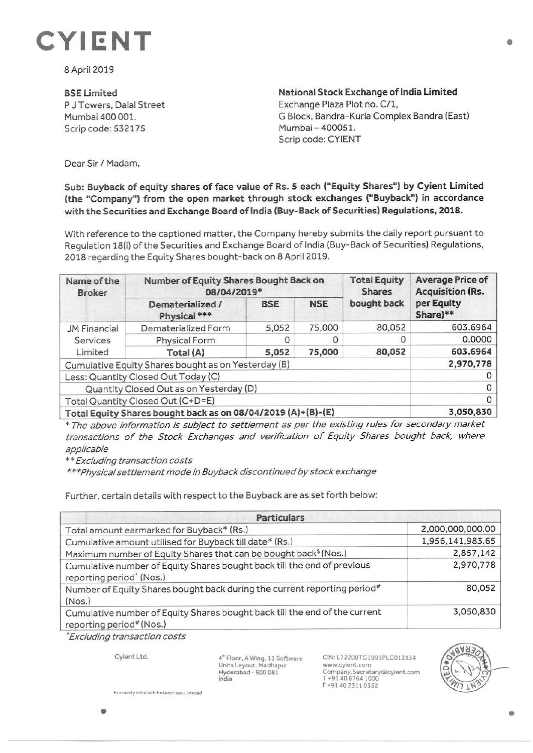# CYIENT

8 April 2019

**BSE Limited**
P J Towers, Dalal Street
Mumbai 400 001.
Scrip code: 532175

**National Stock Exchange of India Limited**
Exchange Plaza Plot no. C/1,
G Block, Bandra-Kurla Complex Bandra (East)
Mumbai – 400051.
Scrip code: CYIENT

Dear Sir / Madam,

**Sub: Buyback of equity shares of face value of Rs. 5 each ("Equity Shares") by Cyient Limited (the "Company") from the open market through stock exchanges ("Buyback") in accordance with the Securities and Exchange Board of India (Buy-Back of Securities) Regulations, 2018.**

With reference to the captioned matter, the Company hereby submits the daily report pursuant to Regulation 18(i) of the Securities and Exchange Board of India (Buy-Back of Securities) Regulations, 2018 regarding the Equity Shares bought-back on 8 April 2019.

| Name of the Broker | Number of Equity Shares Bought Back on 08/04/2019* | | | Total Equity Shares bought back | Average Price of Acquisition (Rs. per Equity Share)** |
|---|---|---|---|---|---|
| | Dematerialized / Physical *** | BSE | NSE | | |
| JM Financial Services Limited | Dematerialized Form | 5,052 | 75,000 | 80,052 | 603.6964 |
| | Physical Form | 0 | 0 | 0 | 0.0000 |
| | **Total (A)** | **5,052** | **75,000** | **80,052** | **603.6964** |
| Cumulative Equity Shares bought as on Yesterday (B) | | | | | **2,970,778** |
| Less: Quantity Closed Out Today (C) | | | | | 0 |
| Quantity Closed Out as on Yesterday (D) | | | | | 0 |
| Total Quantity Closed Out (C+D=E) | | | | | 0 |
| **Total Equity Shares bought back as on 08/04/2019 (A)+(B)-(E)** | | | | | **3,050,830** |

*\* The above information is subject to settlement as per the existing rules for secondary market transactions of the Stock Exchanges and verification of Equity Shares bought back, where applicable*

*\*\* Excluding transaction costs*

*\*\*\*Physical settlement mode in Buyback discontinued by stock exchange*

Further, certain details with respect to the Buyback are as set forth below:

| Particulars | |
|---|---|
| Total amount earmarked for Buyback* (Rs.) | 2,000,000,000.00 |
| Cumulative amount utilised for Buyback till date* (Rs.) | 1,956,141,983.65 |
| Maximum number of Equity Shares that can be bought back$ (Nos.) | 2,857,142 |
| Cumulative number of Equity Shares bought back till the end of previous reporting period^ (Nos.) | 2,970,778 |
| Number of Equity Shares bought back during the current reporting period# (Nos.) | 80,052 |
| Cumulative number of Equity Shares bought back till the end of the current reporting period# (Nos.) | 3,050,830 |

*\*Excluding transaction costs*

Cyient Ltd.

4th Floor, A Wing, 11 Software Units Layout, Madhapur Hyderabad - 500 081 India

CIN: L72200TG1991PLC013134
www.cyient.com
Company.Secretary@cyient.com
T +91 40 6764 1000
F +91 40 2311 0352

Formerly Infotech Enterprises Limited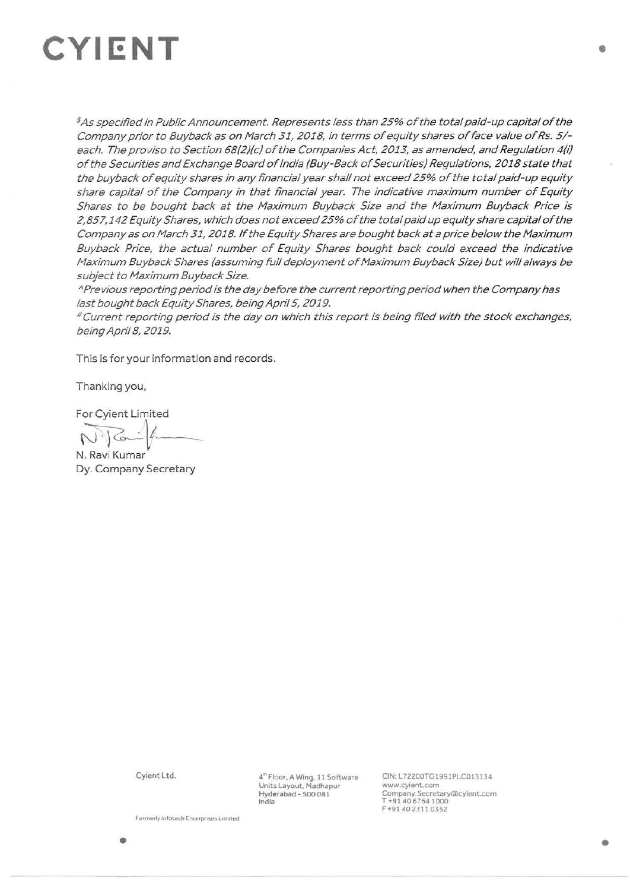# CYIENT

*$As specified in Public Announcement. Represents less than 25% of the total paid-up capital of the Company prior to Buyback as on March 31, 2018, in terms of equity shares of face value of Rs. 5/- each. The proviso to Section 68(2)(c) of the Companies Act, 2013, as amended, and Regulation 4(i) of the Securities and Exchange Board of India (Buy-Back of Securities) Regulations, 2018 state that the buyback of equity shares in any financial year shall not exceed 25% of the total paid-up equity share capital of the Company in that financial year. The indicative maximum number of Equity Shares to be bought back at the Maximum Buyback Size and the Maximum Buyback Price is 2,857,142 Equity Shares, which does not exceed 25% of the total paid up equity share capital of the Company as on March 31, 2018. If the Equity Shares are bought back at a price below the Maximum Buyback Price, the actual number of Equity Shares bought back could exceed the indicative Maximum Buyback Shares (assuming full deployment of Maximum Buyback Size) but will always be subject to Maximum Buyback Size.*

*^Previous reporting period is the day before the current reporting period when the Company has last bought back Equity Shares, being April 5, 2019.*

*#Current reporting period is the day on which this report is being filed with the stock exchanges, being April 8, 2019.*

This is for your information and records.

Thanking you,

For Cyient Limited

N. Ravi Kumar
Dy. Company Secretary

Cyient Ltd.

4th Floor, A Wing, 11 Software Units Layout, Madhapur
Hyderabad - 500 081
India

CIN: L72200TG1991PLC013134
www.cyient.com
Company.Secretary@cyient.com
T +91 40 6764 1000
F +91 40 2311 0352

Formerly Infotech Enterprises Limited